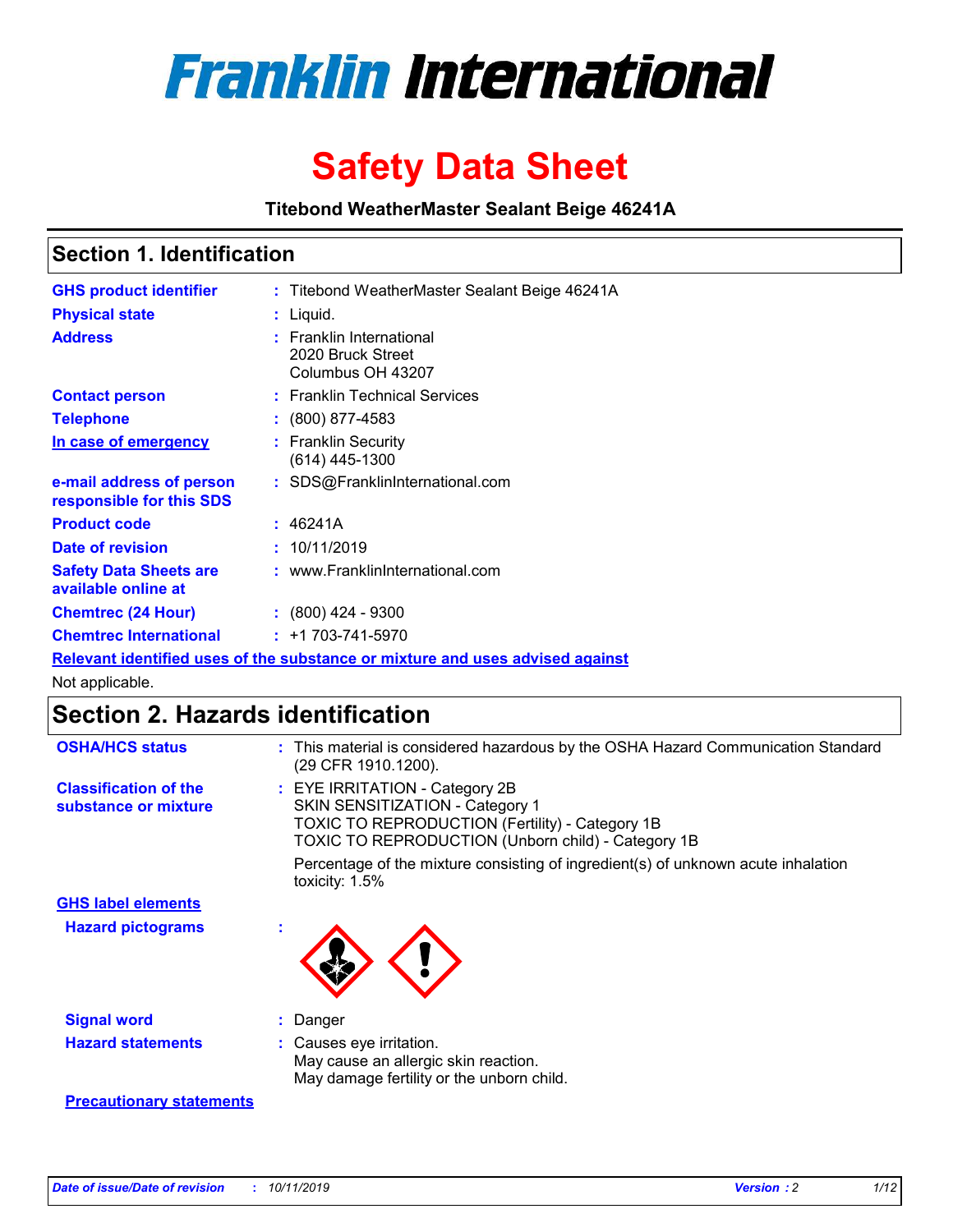# Franklin International

# Safety Data Sheet

**Titebond WeatherMaster Sealant Beige 46241A**

## Section 1. Identification

| | |
|---|---|
| **GHS product identifier** | : Titebond WeatherMaster Sealant Beige 46241A |
| **Physical state** | : Liquid. |
| **Address** | : Franklin International<br>2020 Bruck Street<br>Columbus OH 43207 |
| **Contact person** | : Franklin Technical Services |
| **Telephone** | : (800) 877-4583 |
| **In case of emergency** | : Franklin Security<br>(614) 445-1300 |
| **e-mail address of person responsible for this SDS** | : SDS@FranklinInternational.com |
| **Product code** | : 46241A |
| **Date of revision** | : 10/11/2019 |
| **Safety Data Sheets are available online at** | : www.FranklinInternational.com |
| **Chemtrec (24 Hour)** | : (800) 424 - 9300 |
| **Chemtrec International** | : +1 703-741-5970 |

**Relevant identified uses of the substance or mixture and uses advised against**

Not applicable.

## Section 2. Hazards identification

| | |
|---|---|
| **OSHA/HCS status** | : This material is considered hazardous by the OSHA Hazard Communication Standard (29 CFR 1910.1200). |
| **Classification of the substance or mixture** | : EYE IRRITATION - Category 2B<br>SKIN SENSITIZATION - Category 1<br>TOXIC TO REPRODUCTION (Fertility) - Category 1B<br>TOXIC TO REPRODUCTION (Unborn child) - Category 1B<br><br>Percentage of the mixture consisting of ingredient(s) of unknown acute inhalation toxicity: 1.5% |

**GHS label elements**

| | |
|---|---|
| **Hazard pictograms** | : |
| **Signal word** | : Danger |
| **Hazard statements** | : Causes eye irritation.<br>May cause an allergic skin reaction.<br>May damage fertility or the unborn child. |

**Precautionary statements**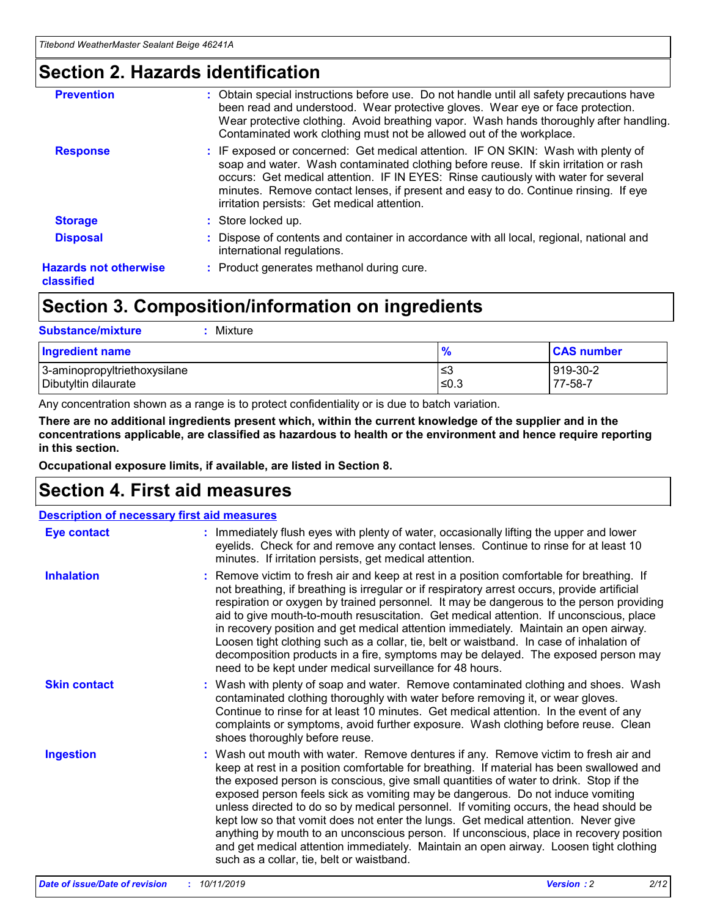# Section 2. Hazards identification

**Prevention** : Obtain special instructions before use. Do not handle until all safety precautions have been read and understood. Wear protective gloves. Wear eye or face protection. Wear protective clothing. Avoid breathing vapor. Wash hands thoroughly after handling. Contaminated work clothing must not be allowed out of the workplace.

**Response** : IF exposed or concerned: Get medical attention. IF ON SKIN: Wash with plenty of soap and water. Wash contaminated clothing before reuse. If skin irritation or rash occurs: Get medical attention. IF IN EYES: Rinse cautiously with water for several minutes. Remove contact lenses, if present and easy to do. Continue rinsing. If eye irritation persists: Get medical attention.

**Storage** : Store locked up.

**Disposal** : Dispose of contents and container in accordance with all local, regional, national and international regulations.

**Hazards not otherwise classified** : Product generates methanol during cure.

# Section 3. Composition/information on ingredients

**Substance/mixture** : Mixture

| Ingredient name | % | CAS number |
|---|---|---|
| 3-aminopropyltriethoxysilane | ≤3 | 919-30-2 |
| Dibutyltin dilaurate | ≤0.3 | 77-58-7 |

Any concentration shown as a range is to protect confidentiality or is due to batch variation.

**There are no additional ingredients present which, within the current knowledge of the supplier and in the concentrations applicable, are classified as hazardous to health or the environment and hence require reporting in this section.**

**Occupational exposure limits, if available, are listed in Section 8.**

# Section 4. First aid measures

## Description of necessary first aid measures

**Eye contact** : Immediately flush eyes with plenty of water, occasionally lifting the upper and lower eyelids. Check for and remove any contact lenses. Continue to rinse for at least 10 minutes. If irritation persists, get medical attention.

**Inhalation** : Remove victim to fresh air and keep at rest in a position comfortable for breathing. If not breathing, if breathing is irregular or if respiratory arrest occurs, provide artificial respiration or oxygen by trained personnel. It may be dangerous to the person providing aid to give mouth-to-mouth resuscitation. Get medical attention. If unconscious, place in recovery position and get medical attention immediately. Maintain an open airway. Loosen tight clothing such as a collar, tie, belt or waistband. In case of inhalation of decomposition products in a fire, symptoms may be delayed. The exposed person may need to be kept under medical surveillance for 48 hours.

**Skin contact** : Wash with plenty of soap and water. Remove contaminated clothing and shoes. Wash contaminated clothing thoroughly with water before removing it, or wear gloves. Continue to rinse for at least 10 minutes. Get medical attention. In the event of any complaints or symptoms, avoid further exposure. Wash clothing before reuse. Clean shoes thoroughly before reuse.

**Ingestion** : Wash out mouth with water. Remove dentures if any. Remove victim to fresh air and keep at rest in a position comfortable for breathing. If material has been swallowed and the exposed person is conscious, give small quantities of water to drink. Stop if the exposed person feels sick as vomiting may be dangerous. Do not induce vomiting unless directed to do so by medical personnel. If vomiting occurs, the head should be kept low so that vomit does not enter the lungs. Get medical attention. Never give anything by mouth to an unconscious person. If unconscious, place in recovery position and get medical attention immediately. Maintain an open airway. Loosen tight clothing such as a collar, tie, belt or waistband.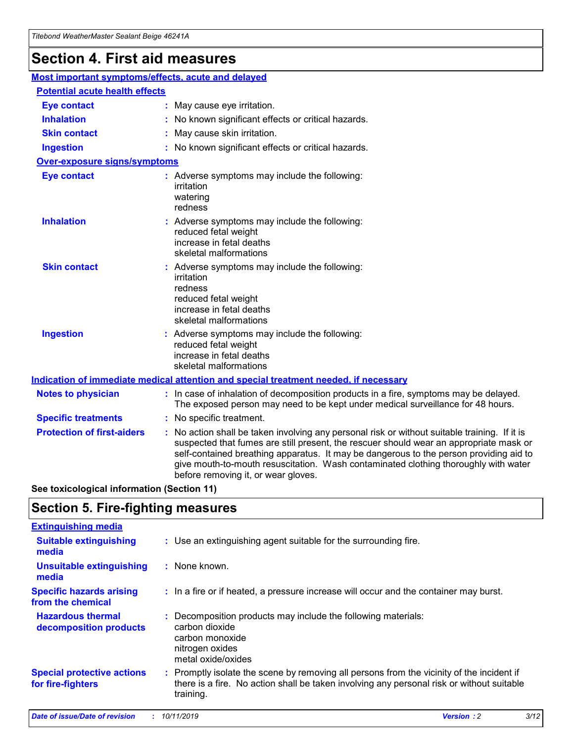# Section 4. First aid measures

## Most important symptoms/effects, acute and delayed

### Potential acute health effects

| | |
|---|---|
| **Eye contact** | May cause eye irritation. |
| **Inhalation** | No known significant effects or critical hazards. |
| **Skin contact** | May cause skin irritation. |
| **Ingestion** | No known significant effects or critical hazards. |

### Over-exposure signs/symptoms

| | |
|---|---|
| **Eye contact** | Adverse symptoms may include the following: irritation, watering, redness |
| **Inhalation** | Adverse symptoms may include the following: reduced fetal weight, increase in fetal deaths, skeletal malformations |
| **Skin contact** | Adverse symptoms may include the following: irritation, redness, reduced fetal weight, increase in fetal deaths, skeletal malformations |
| **Ingestion** | Adverse symptoms may include the following: reduced fetal weight, increase in fetal deaths, skeletal malformations |

## Indication of immediate medical attention and special treatment needed, if necessary

| | |
|---|---|
| **Notes to physician** | In case of inhalation of decomposition products in a fire, symptoms may be delayed. The exposed person may need to be kept under medical surveillance for 48 hours. |
| **Specific treatments** | No specific treatment. |
| **Protection of first-aiders** | No action shall be taken involving any personal risk or without suitable training. If it is suspected that fumes are still present, the rescuer should wear an appropriate mask or self-contained breathing apparatus. It may be dangerous to the person providing aid to give mouth-to-mouth resuscitation. Wash contaminated clothing thoroughly with water before removing it, or wear gloves. |

**See toxicological information (Section 11)**

# Section 5. Fire-fighting measures

## Extinguishing media

| | |
|---|---|
| **Suitable extinguishing media** | Use an extinguishing agent suitable for the surrounding fire. |
| **Unsuitable extinguishing media** | None known. |
| **Specific hazards arising from the chemical** | In a fire or if heated, a pressure increase will occur and the container may burst. |
| **Hazardous thermal decomposition products** | Decomposition products may include the following materials: carbon dioxide, carbon monoxide, nitrogen oxides, metal oxide/oxides |
| **Special protective actions for fire-fighters** | Promptly isolate the scene by removing all persons from the vicinity of the incident if there is a fire. No action shall be taken involving any personal risk or without suitable training. |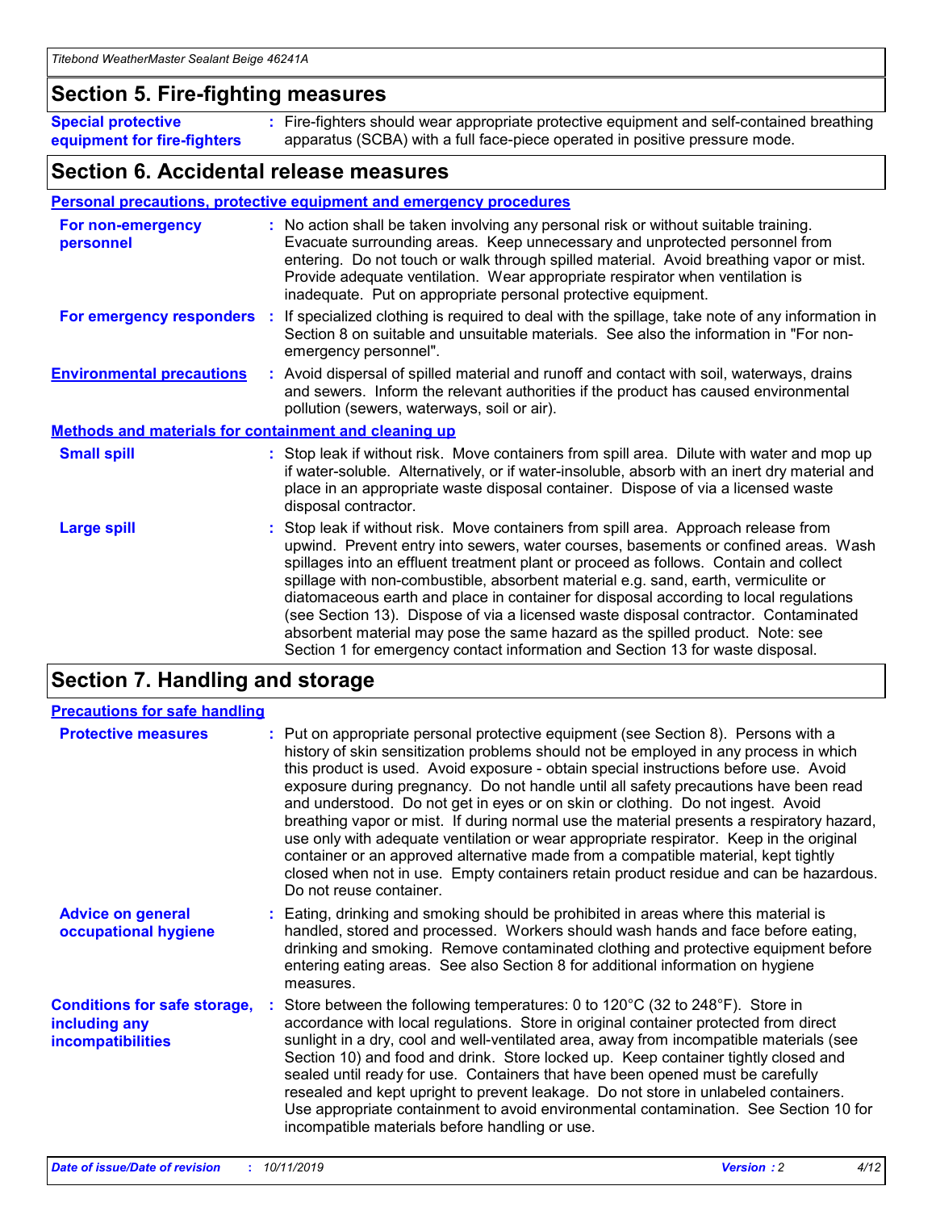## Section 5. Fire-fighting measures

**Special protective equipment for fire-fighters** : Fire-fighters should wear appropriate protective equipment and self-contained breathing apparatus (SCBA) with a full face-piece operated in positive pressure mode.

## Section 6. Accidental release measures

**Personal precautions, protective equipment and emergency procedures**

**For non-emergency personnel** : No action shall be taken involving any personal risk or without suitable training. Evacuate surrounding areas. Keep unnecessary and unprotected personnel from entering. Do not touch or walk through spilled material. Avoid breathing vapor or mist. Provide adequate ventilation. Wear appropriate respirator when ventilation is inadequate. Put on appropriate personal protective equipment.

**For emergency responders** : If specialized clothing is required to deal with the spillage, take note of any information in Section 8 on suitable and unsuitable materials. See also the information in "For non-emergency personnel".

**Environmental precautions** : Avoid dispersal of spilled material and runoff and contact with soil, waterways, drains and sewers. Inform the relevant authorities if the product has caused environmental pollution (sewers, waterways, soil or air).

**Methods and materials for containment and cleaning up**

**Small spill** : Stop leak if without risk. Move containers from spill area. Dilute with water and mop up if water-soluble. Alternatively, or if water-insoluble, absorb with an inert dry material and place in an appropriate waste disposal container. Dispose of via a licensed waste disposal contractor.

**Large spill** : Stop leak if without risk. Move containers from spill area. Approach release from upwind. Prevent entry into sewers, water courses, basements or confined areas. Wash spillages into an effluent treatment plant or proceed as follows. Contain and collect spillage with non-combustible, absorbent material e.g. sand, earth, vermiculite or diatomaceous earth and place in container for disposal according to local regulations (see Section 13). Dispose of via a licensed waste disposal contractor. Contaminated absorbent material may pose the same hazard as the spilled product. Note: see Section 1 for emergency contact information and Section 13 for waste disposal.

## Section 7. Handling and storage

**Precautions for safe handling**

**Protective measures** : Put on appropriate personal protective equipment (see Section 8). Persons with a history of skin sensitization problems should not be employed in any process in which this product is used. Avoid exposure - obtain special instructions before use. Avoid exposure during pregnancy. Do not handle until all safety precautions have been read and understood. Do not get in eyes or on skin or clothing. Do not ingest. Avoid breathing vapor or mist. If during normal use the material presents a respiratory hazard, use only with adequate ventilation or wear appropriate respirator. Keep in the original container or an approved alternative made from a compatible material, kept tightly closed when not in use. Empty containers retain product residue and can be hazardous. Do not reuse container.

**Advice on general occupational hygiene** : Eating, drinking and smoking should be prohibited in areas where this material is handled, stored and processed. Workers should wash hands and face before eating, drinking and smoking. Remove contaminated clothing and protective equipment before entering eating areas. See also Section 8 for additional information on hygiene measures.

**Conditions for safe storage, including any incompatibilities** : Store between the following temperatures: 0 to 120°C (32 to 248°F). Store in accordance with local regulations. Store in original container protected from direct sunlight in a dry, cool and well-ventilated area, away from incompatible materials (see Section 10) and food and drink. Store locked up. Keep container tightly closed and sealed until ready for use. Containers that have been opened must be carefully resealed and kept upright to prevent leakage. Do not store in unlabeled containers. Use appropriate containment to avoid environmental contamination. See Section 10 for incompatible materials before handling or use.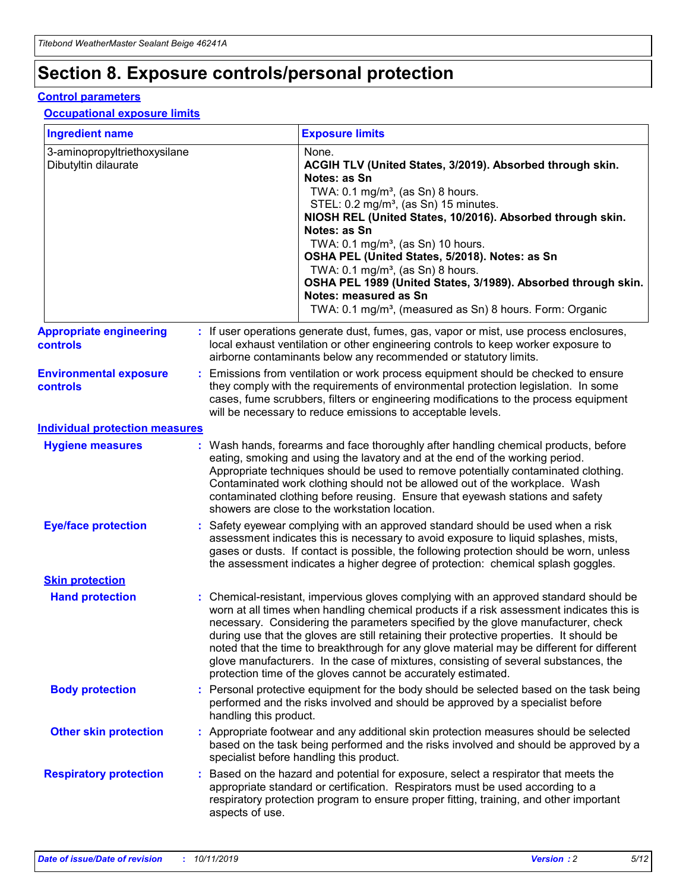# Section 8. Exposure controls/personal protection

## Control parameters

### Occupational exposure limits

| Ingredient name | Exposure limits |
| --- | --- |
| 3-aminopropyltriethoxysilane<br>Dibutyltin dilaurate | None.<br>**ACGIH TLV (United States, 3/2019). Absorbed through skin. Notes: as Sn**<br>TWA: 0.1 mg/m³, (as Sn) 8 hours.<br>STEL: 0.2 mg/m³, (as Sn) 15 minutes.<br>**NIOSH REL (United States, 10/2016). Absorbed through skin. Notes: as Sn**<br>TWA: 0.1 mg/m³, (as Sn) 10 hours.<br>**OSHA PEL (United States, 5/2018). Notes: as Sn**<br>TWA: 0.1 mg/m³, (as Sn) 8 hours.<br>**OSHA PEL 1989 (United States, 3/1989). Absorbed through skin. Notes: measured as Sn**<br>TWA: 0.1 mg/m³, (measured as Sn) 8 hours. Form: Organic |

**Appropriate engineering controls** : If user operations generate dust, fumes, gas, vapor or mist, use process enclosures, local exhaust ventilation or other engineering controls to keep worker exposure to airborne contaminants below any recommended or statutory limits.

**Environmental exposure controls** : Emissions from ventilation or work process equipment should be checked to ensure they comply with the requirements of environmental protection legislation. In some cases, fume scrubbers, filters or engineering modifications to the process equipment will be necessary to reduce emissions to acceptable levels.

## Individual protection measures

**Hygiene measures** : Wash hands, forearms and face thoroughly after handling chemical products, before eating, smoking and using the lavatory and at the end of the working period. Appropriate techniques should be used to remove potentially contaminated clothing. Contaminated work clothing should not be allowed out of the workplace. Wash contaminated clothing before reusing. Ensure that eyewash stations and safety showers are close to the workstation location.

**Eye/face protection** : Safety eyewear complying with an approved standard should be used when a risk assessment indicates this is necessary to avoid exposure to liquid splashes, mists, gases or dusts. If contact is possible, the following protection should be worn, unless the assessment indicates a higher degree of protection: chemical splash goggles.

### Skin protection

**Hand protection** : Chemical-resistant, impervious gloves complying with an approved standard should be worn at all times when handling chemical products if a risk assessment indicates this is necessary. Considering the parameters specified by the glove manufacturer, check during use that the gloves are still retaining their protective properties. It should be noted that the time to breakthrough for any glove material may be different for different glove manufacturers. In the case of mixtures, consisting of several substances, the protection time of the gloves cannot be accurately estimated.

**Body protection** : Personal protective equipment for the body should be selected based on the task being performed and the risks involved and should be approved by a specialist before handling this product.

**Other skin protection** : Appropriate footwear and any additional skin protection measures should be selected based on the task being performed and the risks involved and should be approved by a specialist before handling this product.

**Respiratory protection** : Based on the hazard and potential for exposure, select a respirator that meets the appropriate standard or certification. Respirators must be used according to a respiratory protection program to ensure proper fitting, training, and other important aspects of use.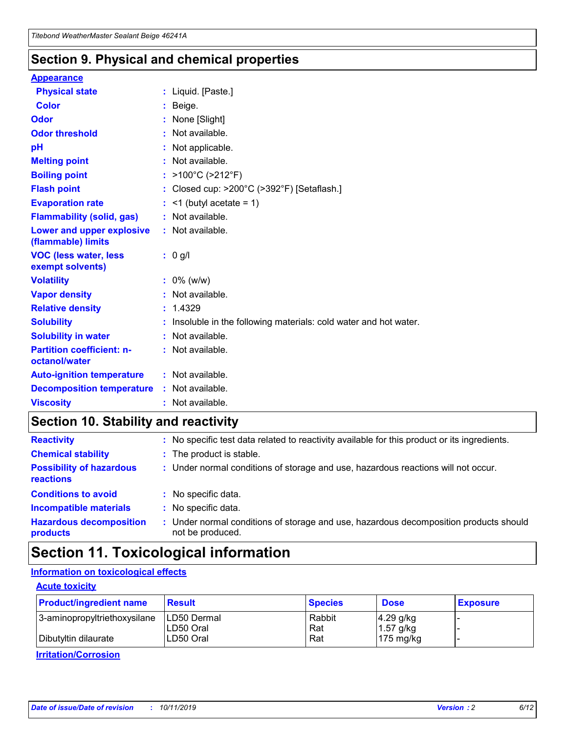## Section 9. Physical and chemical properties

**Appearance**

| | |
|---|---|
| **Physical state** | : Liquid. [Paste.] |
| **Color** | : Beige. |
| **Odor** | : None [Slight] |
| **Odor threshold** | : Not available. |
| **pH** | : Not applicable. |
| **Melting point** | : Not available. |
| **Boiling point** | : >100°C (>212°F) |
| **Flash point** | : Closed cup: >200°C (>392°F) [Setaflash.] |
| **Evaporation rate** | : <1 (butyl acetate = 1) |
| **Flammability (solid, gas)** | : Not available. |
| **Lower and upper explosive (flammable) limits** | : Not available. |
| **VOC (less water, less exempt solvents)** | : 0 g/l |
| **Volatility** | : 0% (w/w) |
| **Vapor density** | : Not available. |
| **Relative density** | : 1.4329 |
| **Solubility** | : Insoluble in the following materials: cold water and hot water. |
| **Solubility in water** | : Not available. |
| **Partition coefficient: n-octanol/water** | : Not available. |
| **Auto-ignition temperature** | : Not available. |
| **Decomposition temperature** | : Not available. |
| **Viscosity** | : Not available. |

## Section 10. Stability and reactivity

| | |
|---|---|
| **Reactivity** | : No specific test data related to reactivity available for this product or its ingredients. |
| **Chemical stability** | : The product is stable. |
| **Possibility of hazardous reactions** | : Under normal conditions of storage and use, hazardous reactions will not occur. |
| **Conditions to avoid** | : No specific data. |
| **Incompatible materials** | : No specific data. |
| **Hazardous decomposition products** | : Under normal conditions of storage and use, hazardous decomposition products should not be produced. |

## Section 11. Toxicological information

**Information on toxicological effects**

**Acute toxicity**

| Product/ingredient name | Result | Species | Dose | Exposure |
|---|---|---|---|---|
| 3-aminopropyltriethoxysilane | LD50 Dermal | Rabbit | 4.29 g/kg | - |
| | LD50 Oral | Rat | 1.57 g/kg | - |
| Dibutyltin dilaurate | LD50 Oral | Rat | 175 mg/kg | - |

**Irritation/Corrosion**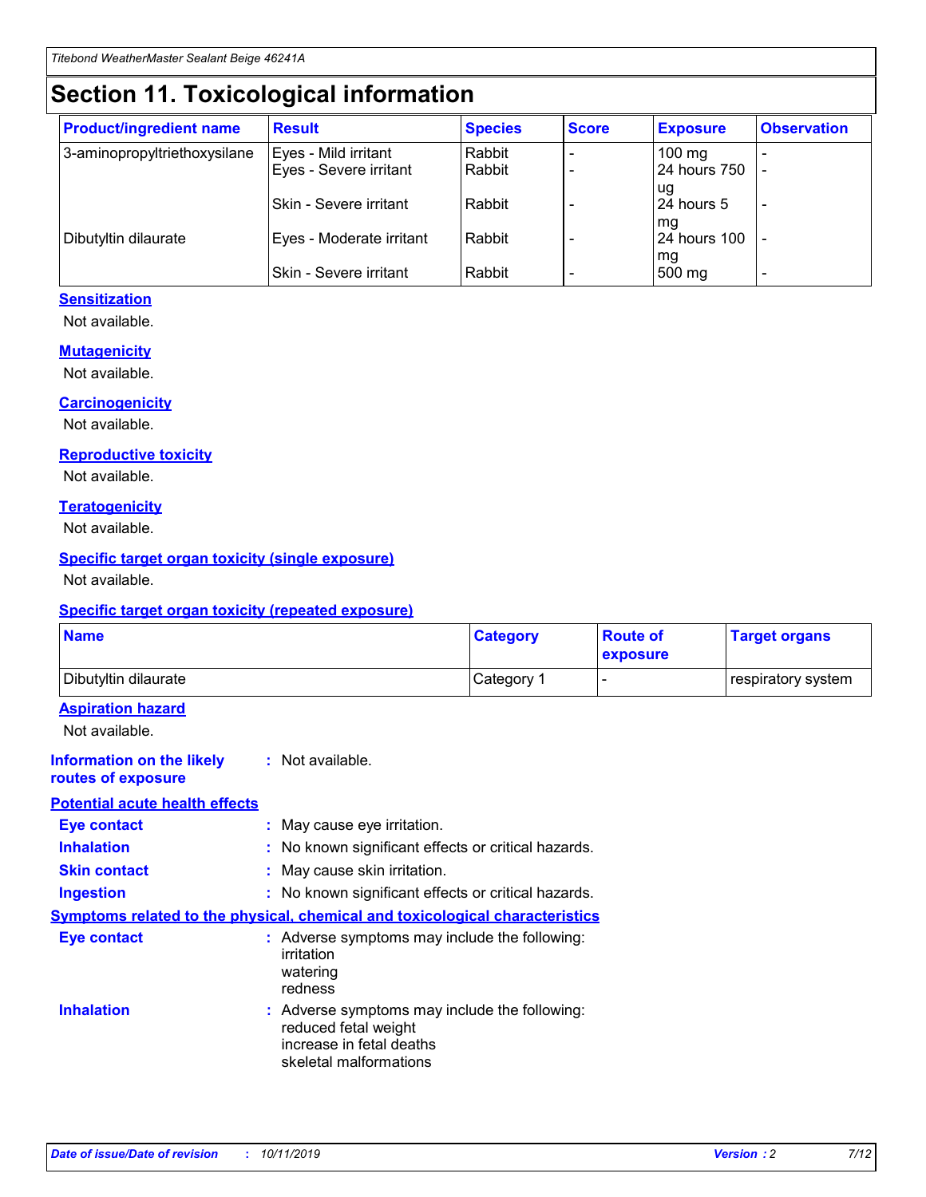# Section 11. Toxicological information

| Product/ingredient name | Result | Species | Score | Exposure | Observation |
|---|---|---|---|---|---|
| 3-aminopropyltriethoxysilane | Eyes - Mild irritant | Rabbit | - | 100 mg | - |
| | Eyes - Severe irritant | Rabbit | - | 24 hours 750 ug | - |
| | Skin - Severe irritant | Rabbit | - | 24 hours 5 mg | - |
| Dibutyltin dilaurate | Eyes - Moderate irritant | Rabbit | - | 24 hours 100 mg | - |
| | Skin - Severe irritant | Rabbit | - | 500 mg | - |

**Sensitization**

Not available.

**Mutagenicity**

Not available.

**Carcinogenicity**

Not available.

**Reproductive toxicity**

Not available.

**Teratogenicity**

Not available.

**Specific target organ toxicity (single exposure)**

Not available.

**Specific target organ toxicity (repeated exposure)**

| Name | Category | Route of exposure | Target organs |
|---|---|---|---|
| Dibutyltin dilaurate | Category 1 | - | respiratory system |

**Aspiration hazard**

Not available.

**Information on the likely routes of exposure** : Not available.

**Potential acute health effects**

**Eye contact** : May cause eye irritation.

**Inhalation** : No known significant effects or critical hazards.

**Skin contact** : May cause skin irritation.

**Ingestion** : No known significant effects or critical hazards.

**Symptoms related to the physical, chemical and toxicological characteristics**

**Eye contact** : Adverse symptoms may include the following:
irritation
watering
redness

**Inhalation** : Adverse symptoms may include the following:
reduced fetal weight
increase in fetal deaths
skeletal malformations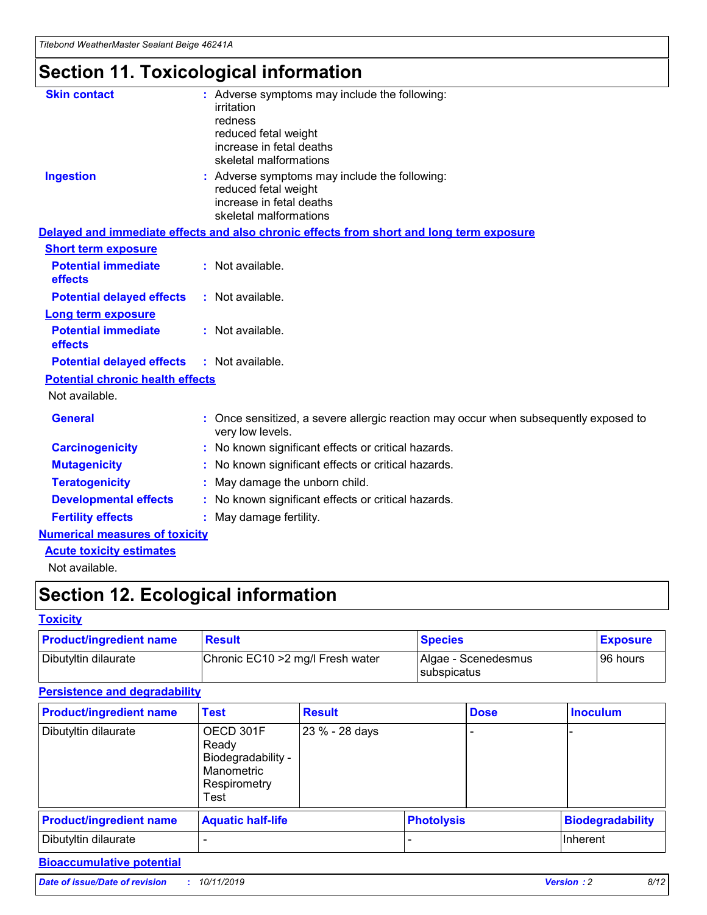# Section 11. Toxicological information

**Skin contact** : Adverse symptoms may include the following:
irritation
redness
reduced fetal weight
increase in fetal deaths
skeletal malformations

**Ingestion** : Adverse symptoms may include the following:
reduced fetal weight
increase in fetal deaths
skeletal malformations

## Delayed and immediate effects and also chronic effects from short and long term exposure

### Short term exposure

**Potential immediate effects** : Not available.

**Potential delayed effects** : Not available.

### Long term exposure

**Potential immediate effects** : Not available.

**Potential delayed effects** : Not available.

### Potential chronic health effects

Not available.

**General** : Once sensitized, a severe allergic reaction may occur when subsequently exposed to very low levels.

**Carcinogenicity** : No known significant effects or critical hazards.

**Mutagenicity** : No known significant effects or critical hazards.

**Teratogenicity** : May damage the unborn child.

**Developmental effects** : No known significant effects or critical hazards.

**Fertility effects** : May damage fertility.

## Numerical measures of toxicity

### Acute toxicity estimates

Not available.

# Section 12. Ecological information

## Toxicity

| Product/ingredient name | Result | Species | Exposure |
|---|---|---|---|
| Dibutyltin dilaurate | Chronic EC10 >2 mg/l Fresh water | Algae - Scenedesmus subspicatus | 96 hours |

## Persistence and degradability

| Product/ingredient name | Test | Result | Dose | Inoculum |
|---|---|---|---|---|
| Dibutyltin dilaurate | OECD 301F Ready Biodegradability - Manometric Respirometry Test | 23 % - 28 days | - | - |

| Product/ingredient name | Aquatic half-life | Photolysis | Biodegradability |
|---|---|---|---|
| Dibutyltin dilaurate | - | - | Inherent |

## Bioaccumulative potential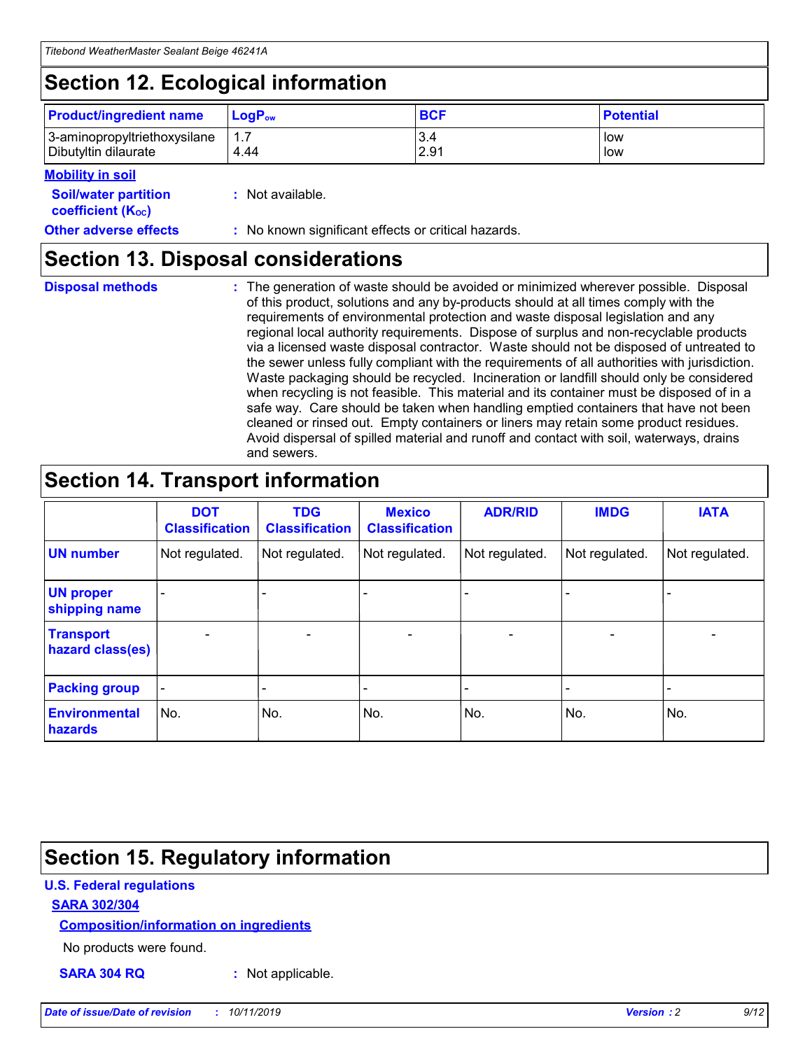# Section 12. Ecological information

| Product/ingredient name | $LogP_{ow}$ | BCF | Potential |
|---|---|---|---|
| 3-aminopropyltriethoxysilane | 1.7 | 3.4 | low |
| Dibutyltin dilaurate | 4.44 | 2.91 | low |

**Mobility in soil**

**Soil/water partition coefficient ($K_{OC}$)** : Not available.

**Other adverse effects** : No known significant effects or critical hazards.

# Section 13. Disposal considerations

**Disposal methods** : The generation of waste should be avoided or minimized wherever possible. Disposal of this product, solutions and any by-products should at all times comply with the requirements of environmental protection and waste disposal legislation and any regional local authority requirements. Dispose of surplus and non-recyclable products via a licensed waste disposal contractor. Waste should not be disposed of untreated to the sewer unless fully compliant with the requirements of all authorities with jurisdiction. Waste packaging should be recycled. Incineration or landfill should only be considered when recycling is not feasible. This material and its container must be disposed of in a safe way. Care should be taken when handling emptied containers that have not been cleaned or rinsed out. Empty containers or liners may retain some product residues. Avoid dispersal of spilled material and runoff and contact with soil, waterways, drains and sewers.

# Section 14. Transport information

| | DOT Classification | TDG Classification | Mexico Classification | ADR/RID | IMDG | IATA |
|---|---|---|---|---|---|---|
| UN number | Not regulated. | Not regulated. | Not regulated. | Not regulated. | Not regulated. | Not regulated. |
| UN proper shipping name | - | - | - | - | - | - |
| Transport hazard class(es) | - | - | - | - | - | - |
| Packing group | - | - | - | - | - | - |
| Environmental hazards | No. | No. | No. | No. | No. | No. |

# Section 15. Regulatory information

**U.S. Federal regulations**

**SARA 302/304**

**Composition/information on ingredients**

No products were found.

**SARA 304 RQ** : Not applicable.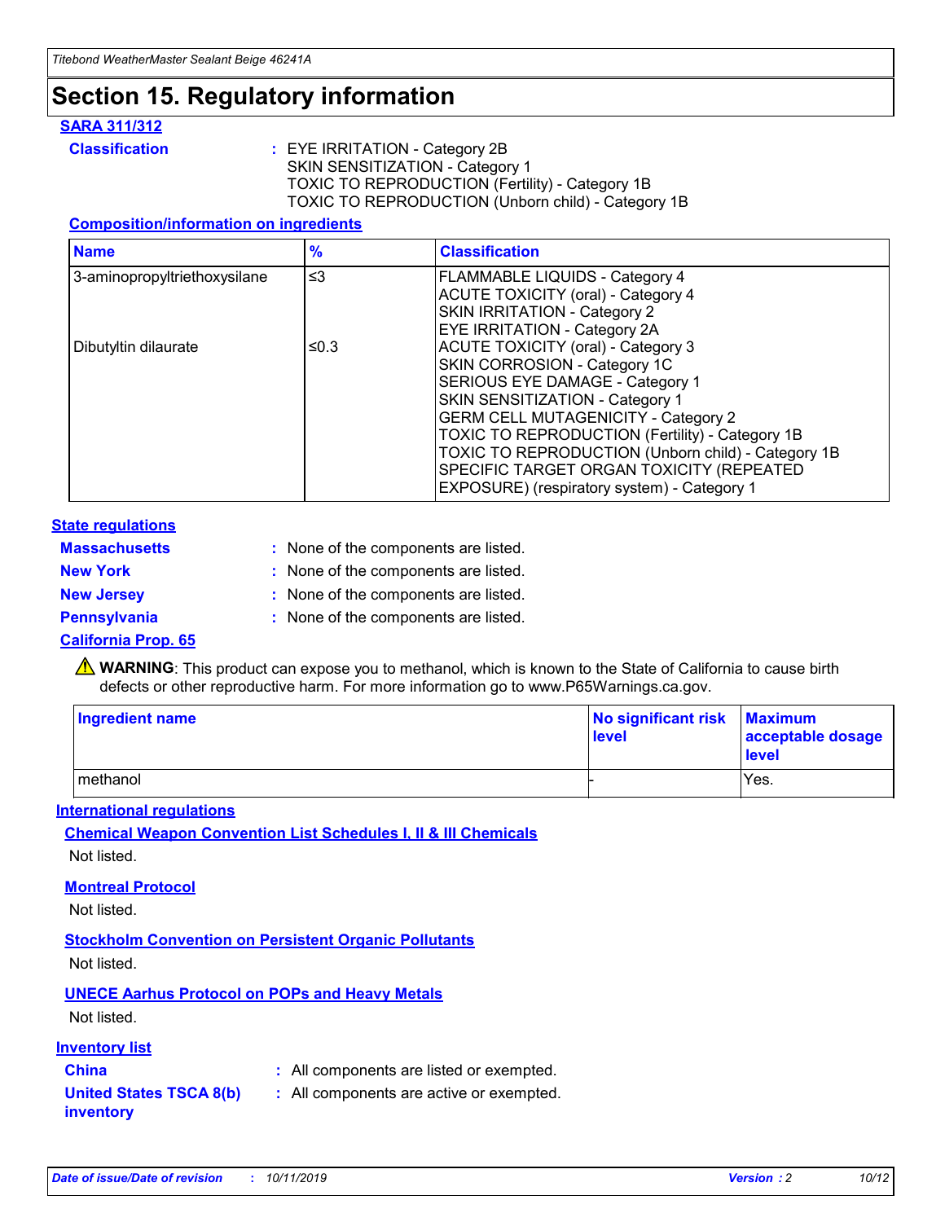# Section 15. Regulatory information

**SARA 311/312**

**Classification** : EYE IRRITATION - Category 2B
SKIN SENSITIZATION - Category 1
TOXIC TO REPRODUCTION (Fertility) - Category 1B
TOXIC TO REPRODUCTION (Unborn child) - Category 1B

**Composition/information on ingredients**

| Name | % | Classification |
|---|---|---|
| 3-aminopropyltriethoxysilane | ≤3 | FLAMMABLE LIQUIDS - Category 4<br>ACUTE TOXICITY (oral) - Category 4<br>SKIN IRRITATION - Category 2<br>EYE IRRITATION - Category 2A |
| Dibutyltin dilaurate | ≤0.3 | ACUTE TOXICITY (oral) - Category 3<br>SKIN CORROSION - Category 1C<br>SERIOUS EYE DAMAGE - Category 1<br>SKIN SENSITIZATION - Category 1<br>GERM CELL MUTAGENICITY - Category 2<br>TOXIC TO REPRODUCTION (Fertility) - Category 1B<br>TOXIC TO REPRODUCTION (Unborn child) - Category 1B<br>SPECIFIC TARGET ORGAN TOXICITY (REPEATED EXPOSURE) (respiratory system) - Category 1 |

**State regulations**

**Massachusetts** : None of the components are listed.

**New York** : None of the components are listed.

**New Jersey** : None of the components are listed.

**Pennsylvania** : None of the components are listed.

**California Prop. 65**

⚠ **WARNING**: This product can expose you to methanol, which is known to the State of California to cause birth defects or other reproductive harm. For more information go to www.P65Warnings.ca.gov.

| Ingredient name | No significant risk level | Maximum acceptable dosage level |
|---|---|---|
| methanol | - | Yes. |

**International regulations**

**Chemical Weapon Convention List Schedules I, II & III Chemicals**

Not listed.

**Montreal Protocol**

Not listed.

**Stockholm Convention on Persistent Organic Pollutants**

Not listed.

**UNECE Aarhus Protocol on POPs and Heavy Metals**

Not listed.

**Inventory list**

**China** : All components are listed or exempted.

**United States TSCA 8(b) inventory** : All components are active or exempted.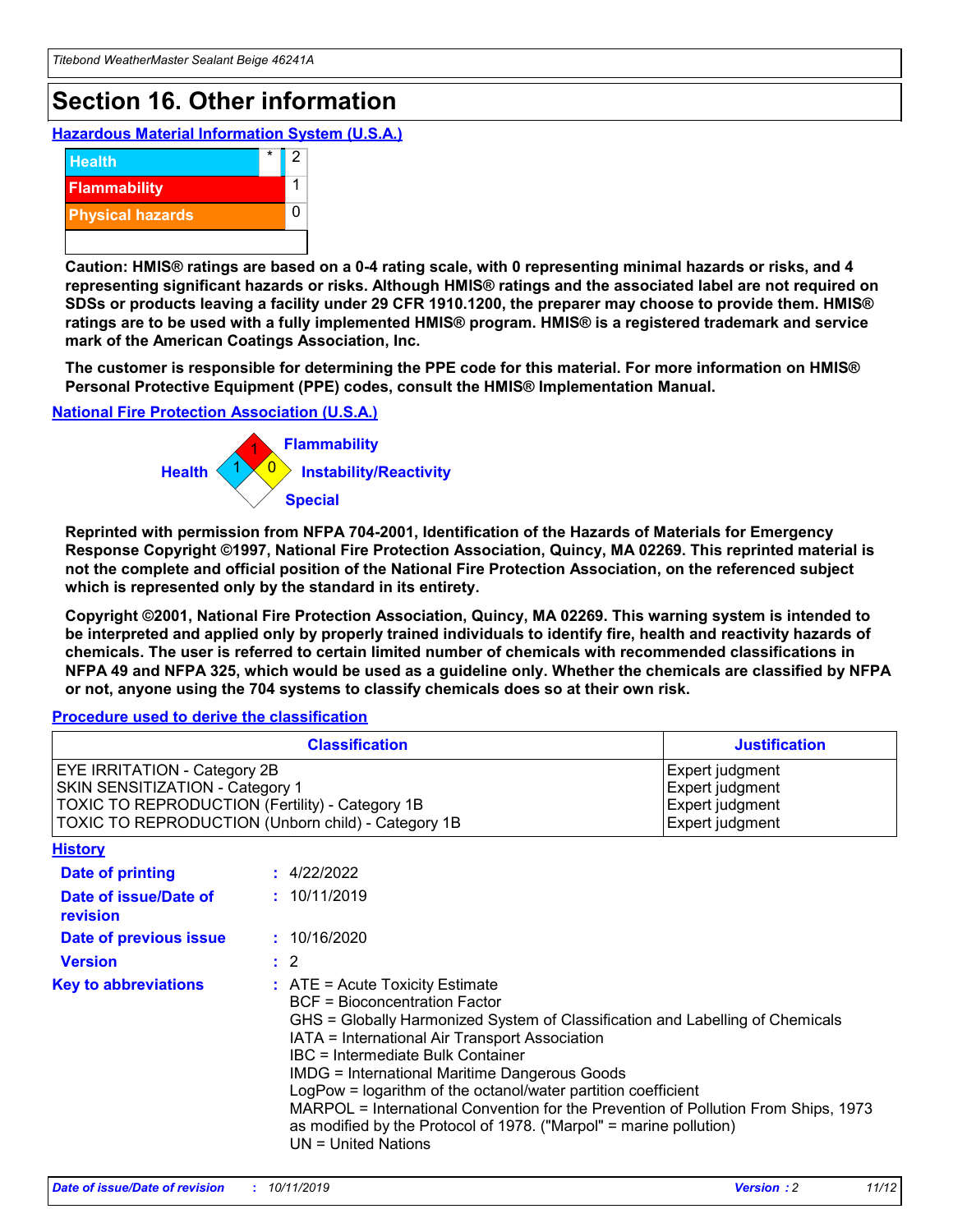# Section 16. Other information

### Hazardous Material Information System (U.S.A.)

| | | |
|---|---|---|
| Health | * | 2 |
| Flammability | | 1 |
| Physical hazards | | 0 |

**Caution: HMIS® ratings are based on a 0-4 rating scale, with 0 representing minimal hazards or risks, and 4 representing significant hazards or risks. Although HMIS® ratings and the associated label are not required on SDSs or products leaving a facility under 29 CFR 1910.1200, the preparer may choose to provide them. HMIS® ratings are to be used with a fully implemented HMIS® program. HMIS® is a registered trademark and service mark of the American Coatings Association, Inc.**

**The customer is responsible for determining the PPE code for this material. For more information on HMIS® Personal Protective Equipment (PPE) codes, consult the HMIS® Implementation Manual.**

### National Fire Protection Association (U.S.A.)

Health: 1
Flammability: 1
Instability/Reactivity: 0
Special:

**Reprinted with permission from NFPA 704-2001, Identification of the Hazards of Materials for Emergency Response Copyright ©1997, National Fire Protection Association, Quincy, MA 02269. This reprinted material is not the complete and official position of the National Fire Protection Association, on the referenced subject which is represented only by the standard in its entirety.**

**Copyright ©2001, National Fire Protection Association, Quincy, MA 02269. This warning system is intended to be interpreted and applied only by properly trained individuals to identify fire, health and reactivity hazards of chemicals. The user is referred to certain limited number of chemicals with recommended classifications in NFPA 49 and NFPA 325, which would be used as a guideline only. Whether the chemicals are classified by NFPA or not, anyone using the 704 systems to classify chemicals does so at their own risk.**

### Procedure used to derive the classification

| Classification | Justification |
|---|---|
| EYE IRRITATION - Category 2B | Expert judgment |
| SKIN SENSITIZATION - Category 1 | Expert judgment |
| TOXIC TO REPRODUCTION (Fertility) - Category 1B | Expert judgment |
| TOXIC TO REPRODUCTION (Unborn child) - Category 1B | Expert judgment |

### History

**Date of printing** : 4/22/2022

**Date of issue/Date of revision** : 10/11/2019

**Date of previous issue** : 10/16/2020

**Version** : 2

**Key to abbreviations** :
ATE = Acute Toxicity Estimate
BCF = Bioconcentration Factor
GHS = Globally Harmonized System of Classification and Labelling of Chemicals
IATA = International Air Transport Association
IBC = Intermediate Bulk Container
IMDG = International Maritime Dangerous Goods
LogPow = logarithm of the octanol/water partition coefficient
MARPOL = International Convention for the Prevention of Pollution From Ships, 1973 as modified by the Protocol of 1978. ("Marpol" = marine pollution)
UN = United Nations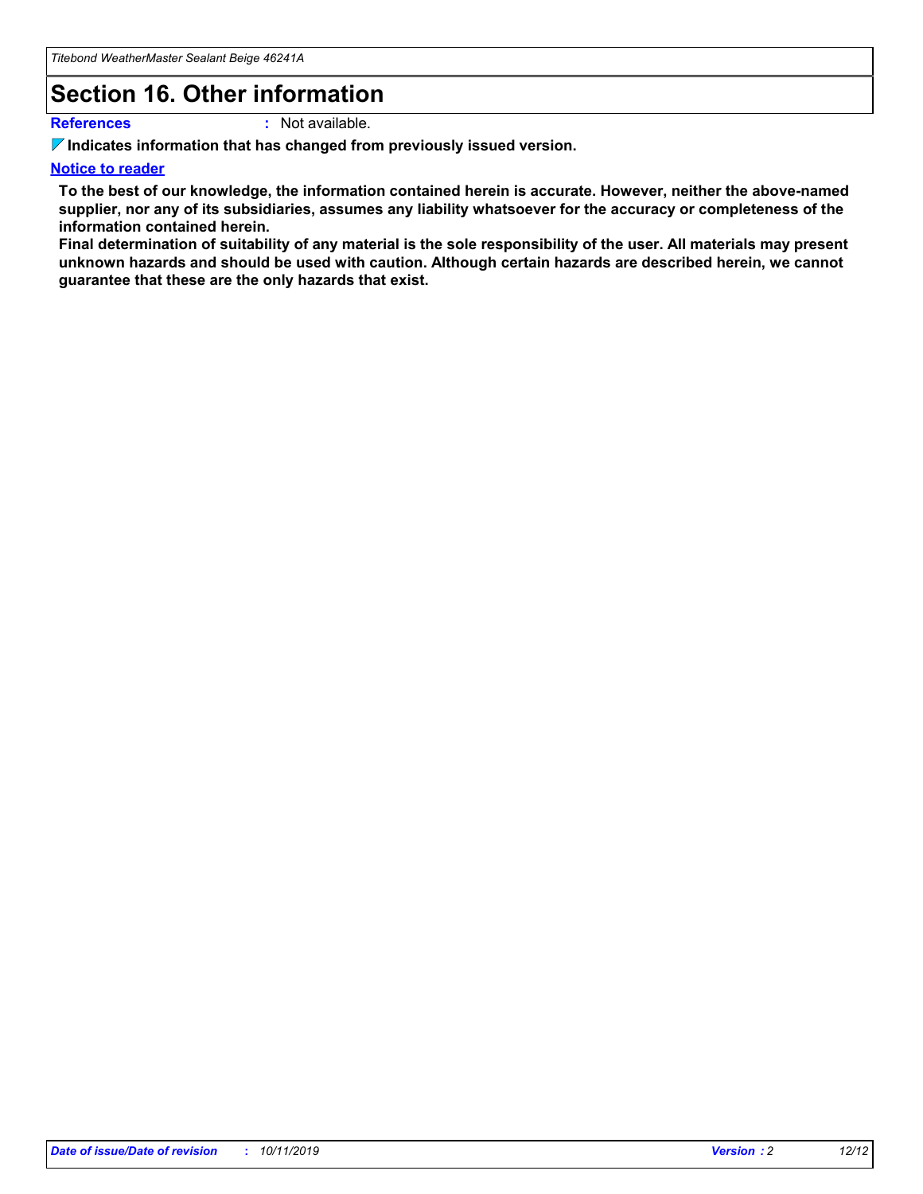# Section 16. Other information

**References** : Not available.

**Indicates information that has changed from previously issued version.**

**Notice to reader**

**To the best of our knowledge, the information contained herein is accurate. However, neither the above-named supplier, nor any of its subsidiaries, assumes any liability whatsoever for the accuracy or completeness of the information contained herein.**

**Final determination of suitability of any material is the sole responsibility of the user. All materials may present unknown hazards and should be used with caution. Although certain hazards are described herein, we cannot guarantee that these are the only hazards that exist.**